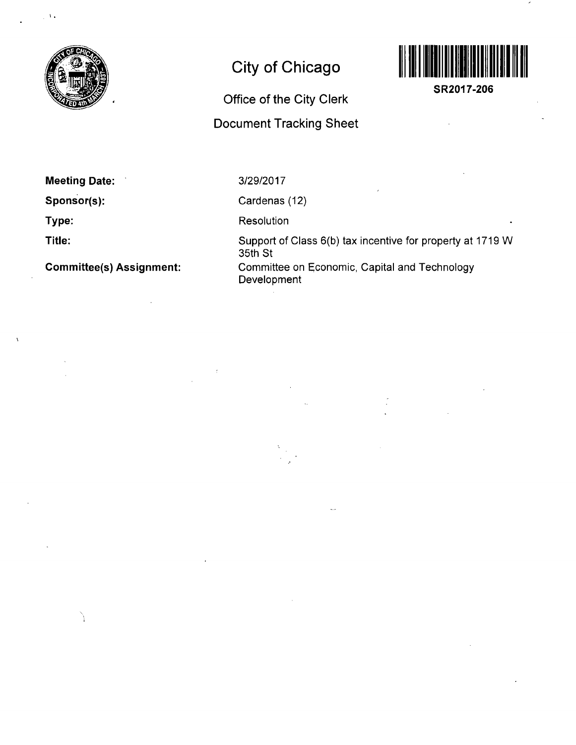# City of Chicago

## Office of the City Clerk

## Document Tracking Sheet

**SR2017-206**

| | |
|---|---|
| **Meeting Date:** | 3/29/2017 |
| **Sponsor(s):** | Cardenas (12) |
| **Type:** | Resolution |
| **Title:** | Support of Class 6(b) tax incentive for property at 1719 W 35th St |
| **Committee(s) Assignment:** | Committee on Economic, Capital and Technology Development |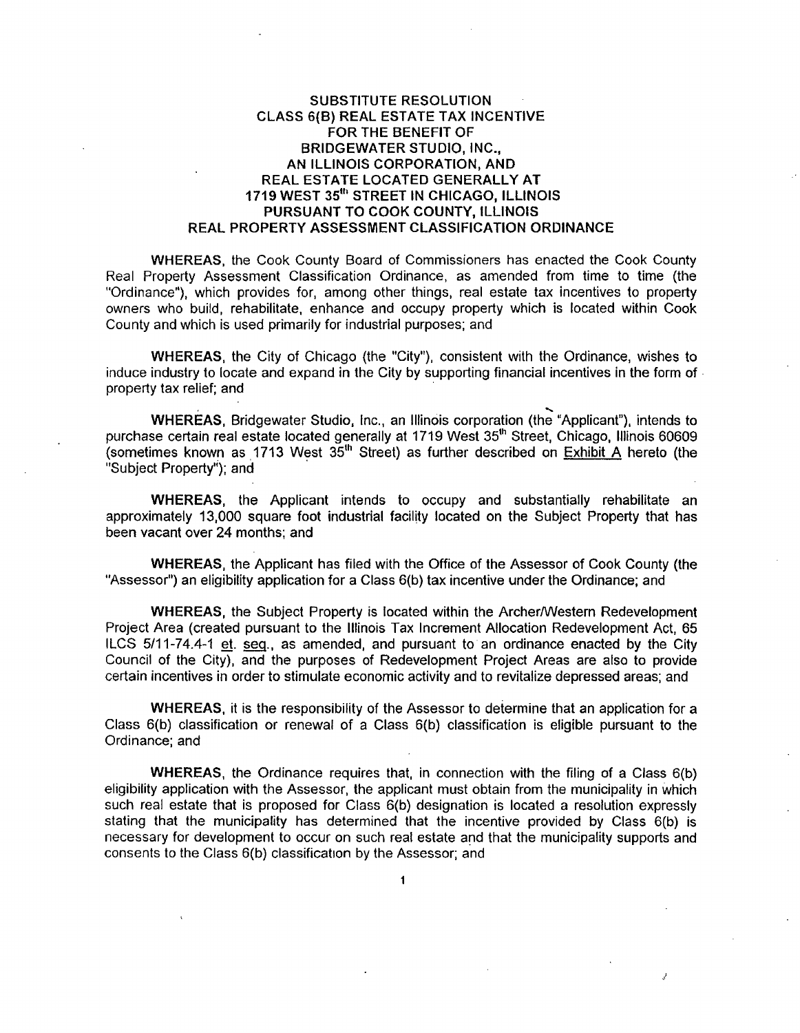# SUBSTITUTE RESOLUTION
# CLASS 6(B) REAL ESTATE TAX INCENTIVE
# FOR THE BENEFIT OF
# BRIDGEWATER STUDIO, INC.,
# AN ILLINOIS CORPORATION, AND
# REAL ESTATE LOCATED GENERALLY AT
# 1719 WEST 35th STREET IN CHICAGO, ILLINOIS
# PURSUANT TO COOK COUNTY, ILLINOIS
# REAL PROPERTY ASSESSMENT CLASSIFICATION ORDINANCE

**WHEREAS**, the Cook County Board of Commissioners has enacted the Cook County Real Property Assessment Classification Ordinance, as amended from time to time (the "Ordinance"), which provides for, among other things, real estate tax incentives to property owners who build, rehabilitate, enhance and occupy property which is located within Cook County and which is used primarily for industrial purposes; and

**WHEREAS**, the City of Chicago (the "City"), consistent with the Ordinance, wishes to induce industry to locate and expand in the City by supporting financial incentives in the form of property tax relief; and

**WHEREAS**, Bridgewater Studio, Inc., an Illinois corporation (the "Applicant"), intends to purchase certain real estate located generally at 1719 West 35th Street, Chicago, Illinois 60609 (sometimes known as 1713 West 35th Street) as further described on Exhibit A hereto (the "Subject Property"); and

**WHEREAS**, the Applicant intends to occupy and substantially rehabilitate an approximately 13,000 square foot industrial facility located on the Subject Property that has been vacant over 24 months; and

**WHEREAS**, the Applicant has filed with the Office of the Assessor of Cook County (the "Assessor") an eligibility application for a Class 6(b) tax incentive under the Ordinance; and

**WHEREAS**, the Subject Property is located within the Archer/Western Redevelopment Project Area (created pursuant to the Illinois Tax Increment Allocation Redevelopment Act, 65 ILCS 5/11-74.4-1 et. seq., as amended, and pursuant to an ordinance enacted by the City Council of the City), and the purposes of Redevelopment Project Areas are also to provide certain incentives in order to stimulate economic activity and to revitalize depressed areas; and

**WHEREAS**, it is the responsibility of the Assessor to determine that an application for a Class 6(b) classification or renewal of a Class 6(b) classification is eligible pursuant to the Ordinance; and

**WHEREAS**, the Ordinance requires that, in connection with the filing of a Class 6(b) eligibility application with the Assessor, the applicant must obtain from the municipality in which such real estate that is proposed for Class 6(b) designation is located a resolution expressly stating that the municipality has determined that the incentive provided by Class 6(b) is necessary for development to occur on such real estate and that the municipality supports and consents to the Class 6(b) classification by the Assessor; and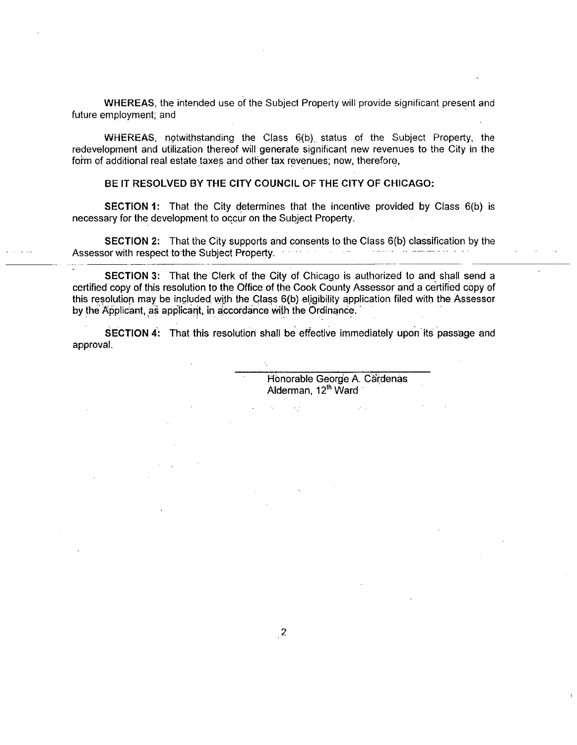**WHEREAS**, the intended use of the Subject Property will provide significant present and future employment; and

**WHEREAS**, notwithstanding the Class 6(b) status of the Subject Property, the redevelopment and utilization thereof will generate significant new revenues to the City in the form of additional real estate taxes and other tax revenues; now, therefore,

**BE IT RESOLVED BY THE CITY COUNCIL OF THE CITY OF CHICAGO:**

**SECTION 1:** That the City determines that the incentive provided by Class 6(b) is necessary for the development to occur on the Subject Property.

**SECTION 2:** That the City supports and consents to the Class 6(b) classification by the Assessor with respect to the Subject Property.

**SECTION 3:** That the Clerk of the City of Chicago is authorized to and shall send a certified copy of this resolution to the Office of the Cook County Assessor and a certified copy of this resolution may be included with the Class 6(b) eligibility application filed with the Assessor by the Applicant, as applicant, in accordance with the Ordinance.

**SECTION 4:** That this resolution shall be effective immediately upon its passage and approval.

Honorable George A. Cardenas
Alderman, 12th Ward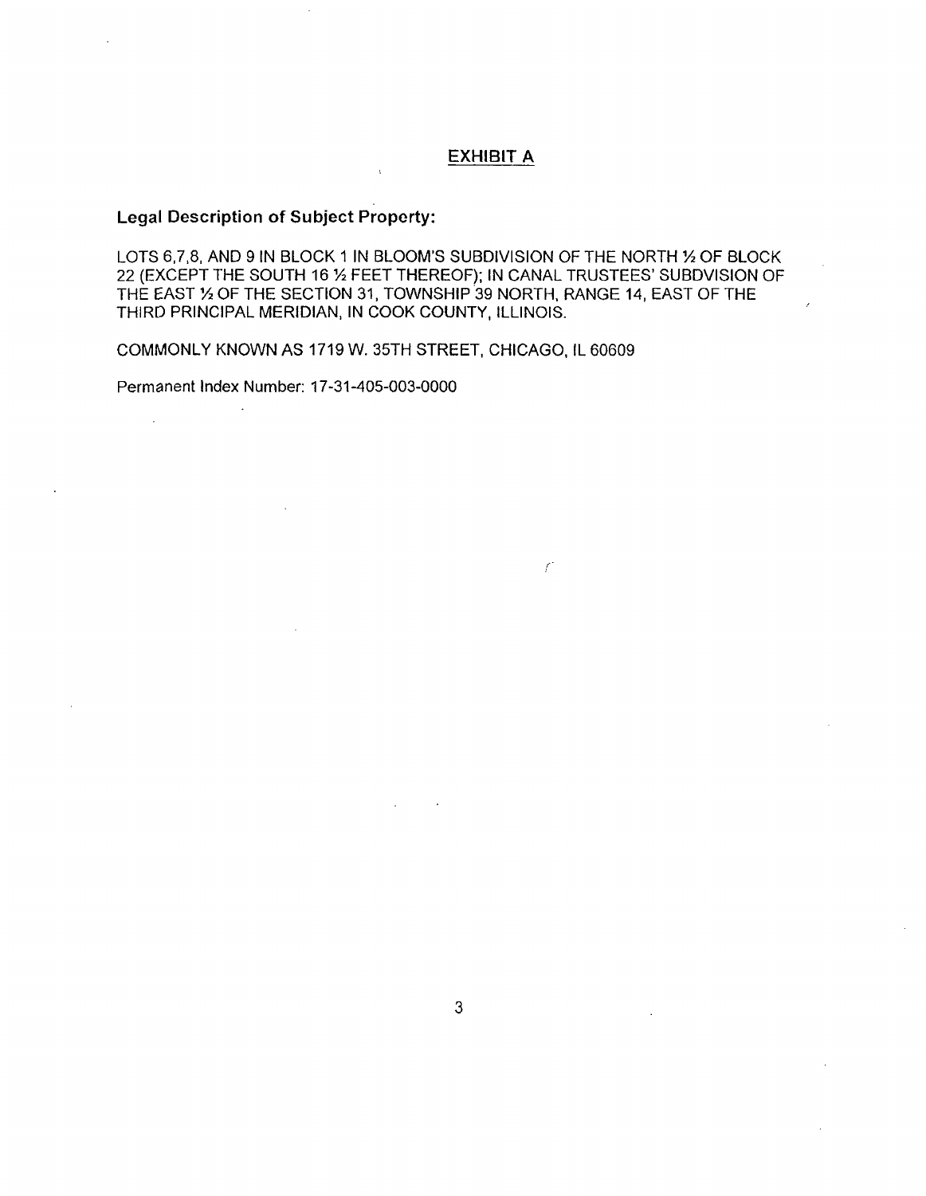## EXHIBIT A

**Legal Description of Subject Property:**

LOTS 6,7,8, AND 9 IN BLOCK 1 IN BLOOM'S SUBDIVISION OF THE NORTH ½ OF BLOCK 22 (EXCEPT THE SOUTH 16 ½ FEET THEREOF); IN CANAL TRUSTEES' SUBDVISION OF THE EAST ½ OF THE SECTION 31, TOWNSHIP 39 NORTH, RANGE 14, EAST OF THE THIRD PRINCIPAL MERIDIAN, IN COOK COUNTY, ILLINOIS.

COMMONLY KNOWN AS 1719 W. 35TH STREET, CHICAGO, IL 60609

Permanent Index Number: 17-31-405-003-0000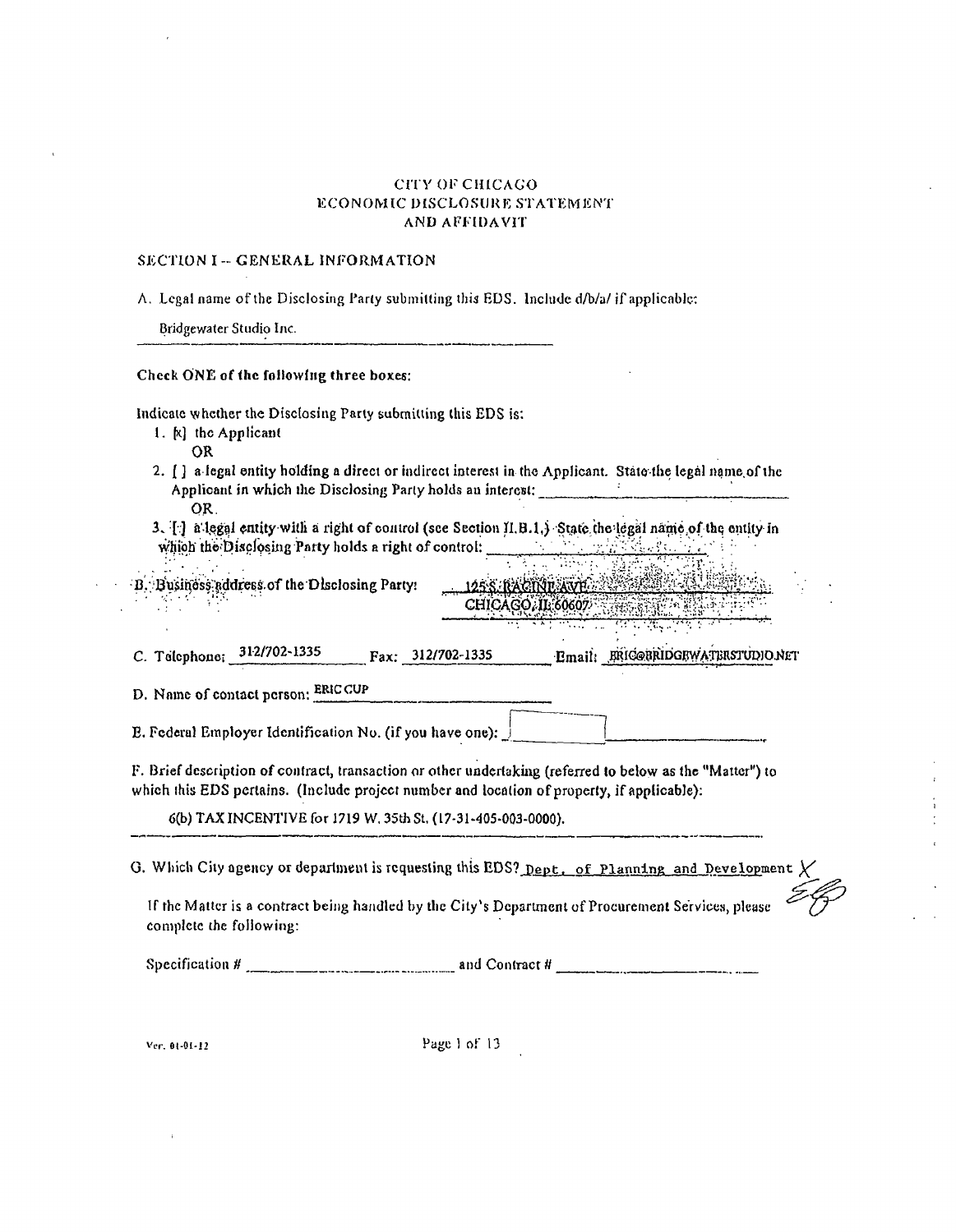# CITY OF CHICAGO
# ECONOMIC DISCLOSURE STATEMENT AND AFFIDAVIT

## SECTION I -- GENERAL INFORMATION

A. Legal name of the Disclosing Party submitting this EDS. Include d/b/a/ if applicable:

Bridgewater Studio Inc.

**Check ONE of the following three boxes:**

Indicate whether the Disclosing Party submitting this EDS is:

1. [x] the Applicant

   OR

2. [ ] a legal entity holding a direct or indirect interest in the Applicant. State the legal name of the Applicant in which the Disclosing Party holds an interest: ____________

   OR

3. [ ] a legal entity with a right of control (see Section II.B.1.) State the legal name of the entity in which the Disclosing Party holds a right of control: ____________

B. Business address of the Disclosing Party: 125 S. RACINE AVE. CHICAGO, IL 60607

C. Telephone: 312/702-1335 Fax: 312/702-1335 Email: ERIC@BRIDGEWATERSTUDIO.NET

D. Name of contact person: ERIC CUP

E. Federal Employer Identification No. (if you have one): ____________

F. Brief description of contract, transaction or other undertaking (referred to below as the "Matter") to which this EDS pertains. (Include project number and location of property, if applicable):

6(b) TAX INCENTIVE for 1719 W. 35th St. (17-31-405-003-0000).

G. Which City agency or department is requesting this EDS? Dept. of Planning and Development

If the Matter is a contract being handled by the City's Department of Procurement Services, please complete the following:

Specification # ____________ and Contract # ____________

Ver. 01-01-12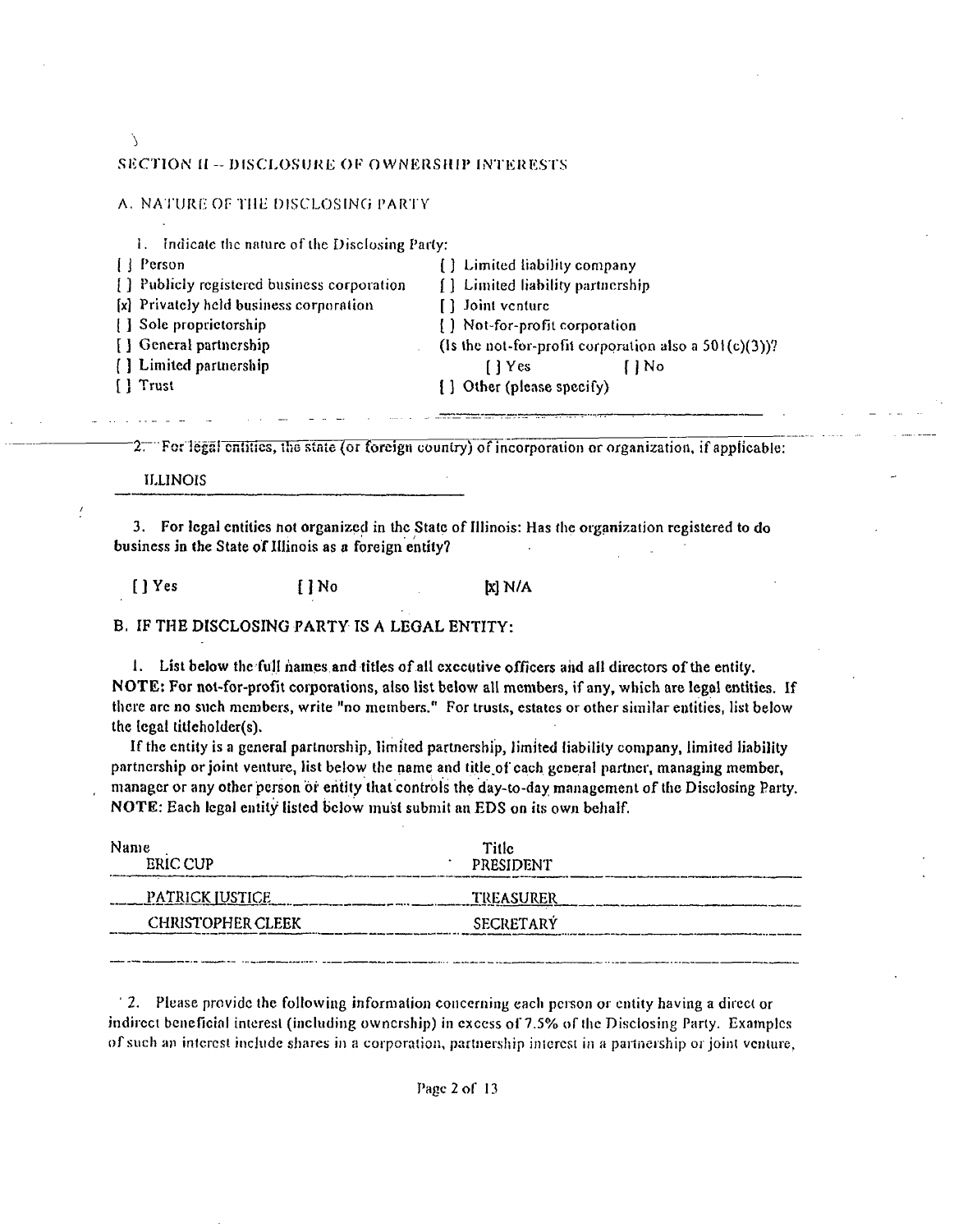## SECTION II -- DISCLOSURE OF OWNERSHIP INTERESTS

### A. NATURE OF THE DISCLOSING PARTY

1. Indicate the nature of the Disclosing Party:

[ ] Person
[ ] Publicly registered business corporation
[x] Privately held business corporation
[ ] Sole proprietorship
[ ] General partnership
[ ] Limited partnership
[ ] Trust
[ ] Limited liability company
[ ] Limited liability partnership
[ ] Joint venture
[ ] Not-for-profit corporation
(Is the not-for-profit corporation also a 501(c)(3))?
[ ] Yes [ ] No
[ ] Other (please specify)

2. For legal entities, the state (or foreign country) of incorporation or organization, if applicable:

ILLINOIS

3. **For legal entities not organized in the State of Illinois: Has the organization registered to do business in the State of Illinois as a foreign entity?**

[ ] Yes [ ] No [x] N/A

### B. IF THE DISCLOSING PARTY IS A LEGAL ENTITY:

1. **List below the full names and titles of all executive officers and all directors of the entity. NOTE: For not-for-profit corporations, also list below all members, if any, which are legal entities. If** there are no such members, write "no members." For trusts, estates or other similar entities, list below the legal titleholder(s).

If the entity is a general partnership, limited partnership, limited liability company, limited liability partnership or joint venture, list below the name and title of each general partner, managing member, manager or any other person or entity that controls the day-to-day management of the Disclosing Party. **NOTE:** Each legal entity listed below must submit an EDS on its own behalf.

| Name | Title |
|---|---|
| ERIC CUP | PRESIDENT |
| PATRICK JUSTICE | TREASURER |
| CHRISTOPHER CLEEK | SECRETARY |

2. Please provide the following information concerning each person or entity having a direct or indirect beneficial interest (including ownership) in excess of 7.5% of the Disclosing Party. Examples of such an interest include shares in a corporation, partnership interest in a partnership or joint venture,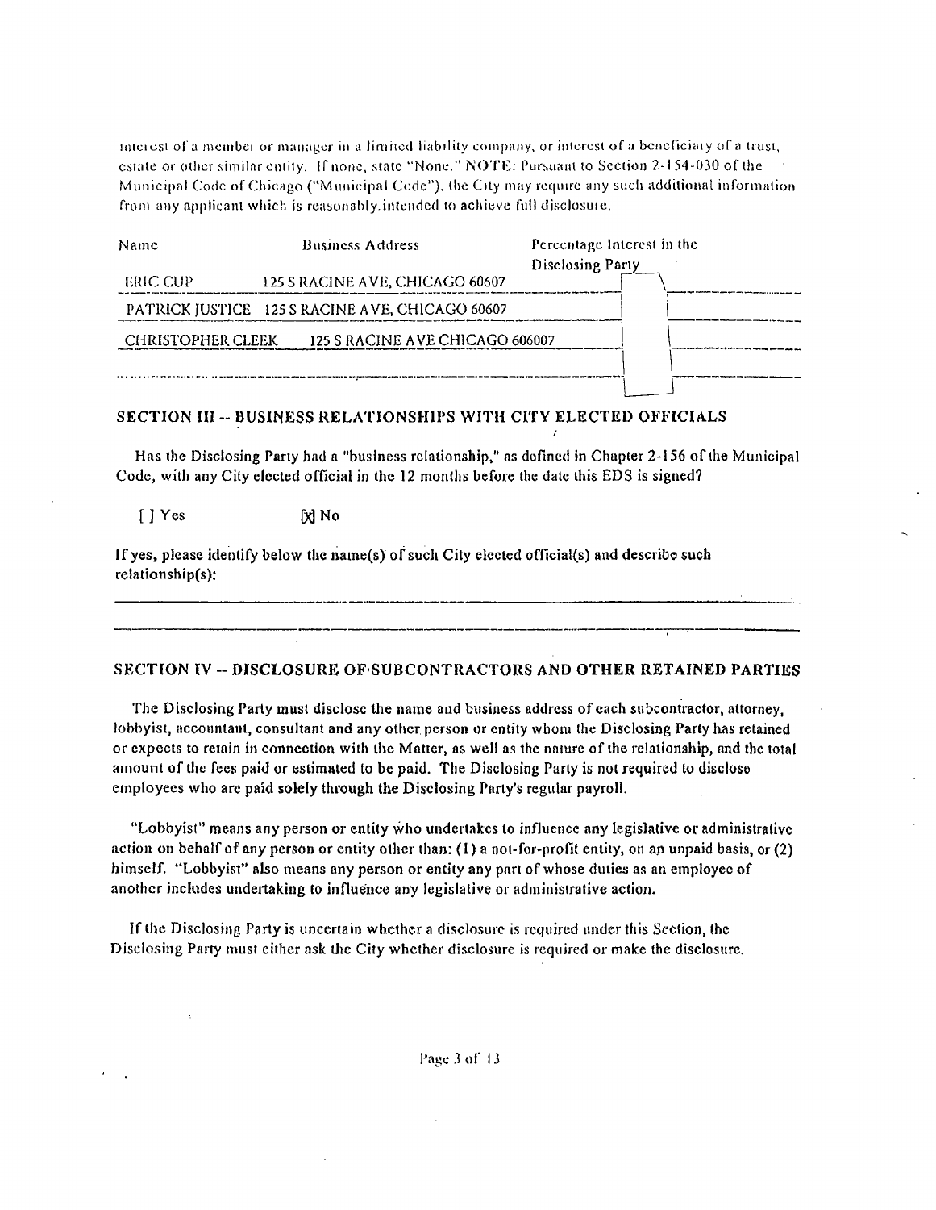interest of a member or manager in a limited liability company, or interest of a beneficiary of a trust, estate or other similar entity. If none, state "None." NOTE: Pursuant to Section 2-154-030 of the Municipal Code of Chicago ("Municipal Code"), the City may require any such additional information from any applicant which is reasonably intended to achieve full disclosure.

| Name | Business Address | Percentage Interest in the Disclosing Party |
|---|---|---|
| ERIC CUP | 125 S RACINE AVE, CHICAGO 60607 | |
| PATRICK JUSTICE | 125 S RACINE AVE, CHICAGO 60607 | |
| CHRISTOPHER CLEEK | 125 S RACINE AVE CHICAGO 606007 | |
| | | |

## SECTION III -- BUSINESS RELATIONSHIPS WITH CITY ELECTED OFFICIALS

Has the Disclosing Party had a "business relationship," as defined in Chapter 2-156 of the Municipal Code, with any City elected official in the 12 months before the date this EDS is signed?

[ ] Yes [x] No

If yes, please identify below the name(s) of such City elected official(s) and describe such relationship(s):

## SECTION IV -- DISCLOSURE OF SUBCONTRACTORS AND OTHER RETAINED PARTIES

The Disclosing Party must disclose the name and business address of each subcontractor, attorney, lobbyist, accountant, consultant and any other person or entity whom the Disclosing Party has retained or expects to retain in connection with the Matter, as well as the nature of the relationship, and the total amount of the fees paid or estimated to be paid. The Disclosing Party is not required to disclose employees who are paid solely through the Disclosing Party's regular payroll.

"Lobbyist" means any person or entity who undertakes to influence any legislative or administrative action on behalf of any person or entity other than: (1) a not-for-profit entity, on an unpaid basis, or (2) himself. "Lobbyist" also means any person or entity any part of whose duties as an employee of another includes undertaking to influence any legislative or administrative action.

If the Disclosing Party is uncertain whether a disclosure is required under this Section, the Disclosing Party must either ask the City whether disclosure is required or make the disclosure.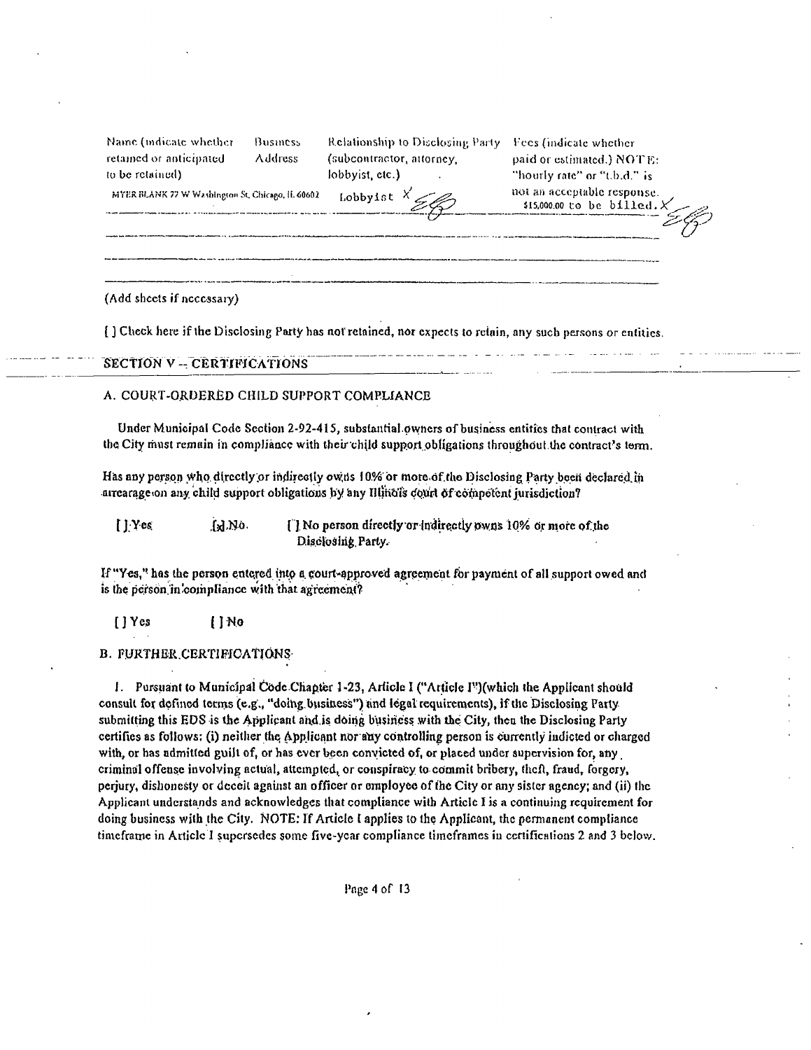| Name (indicate whether retained or anticipated to be retained) | Business Address | Relationship to Disclosing Party (subcontractor, attorney, lobbyist, etc.) | Fees (indicate whether paid or estimated.) NOTE: "hourly rate" or "t.b.d." is not an acceptable response. |
|---|---|---|---|
| MYER BLANK | 77 W Washington St, Chicago, IL 60602 | Lobbyist | $15,000.00 to be billed. |
| | | | |
| | | | |

(Add sheets if necessary)

[ ] Check here if the Disclosing Party has not retained, nor expects to retain, any such persons or entities.

## SECTION V -- CERTIFICATIONS

### A. COURT-ORDERED CHILD SUPPORT COMPLIANCE

Under Municipal Code Section 2-92-415, substantial owners of business entities that contract with the City must remain in compliance with their child support obligations throughout the contract's term.

Has any person who directly or indirectly owns 10% or more of the Disclosing Party been declared in arrearage on any child support obligations by any Illinois court of competent jurisdiction?

[ ] Yes [x] No [ ] No person directly or indirectly owns 10% or more of the Disclosing Party.

If "Yes," has the person entered into a court-approved agreement for payment of all support owed and is the person in compliance with that agreement?

[ ] Yes [ ] No

### B. FURTHER CERTIFICATIONS

1. Pursuant to Municipal Code Chapter 1-23, Article I ("Article I")(which the Applicant should consult for defined terms (e.g., "doing business") and legal requirements), if the Disclosing Party submitting this EDS is the Applicant and is doing business with the City, then the Disclosing Party certifies as follows: (i) neither the Applicant nor any controlling person is currently indicted or charged with, or has admitted guilt of, or has ever been convicted of, or placed under supervision for, any criminal offense involving actual, attempted, or conspiracy to commit bribery, theft, fraud, forgery, perjury, dishonesty or deceit against an officer or employee of the City or any sister agency; and (ii) the Applicant understands and acknowledges that compliance with Article I is a continuing requirement for doing business with the City. NOTE: If Article I applies to the Applicant, the permanent compliance timeframe in Article I supersedes some five-year compliance timeframes in certifications 2 and 3 below.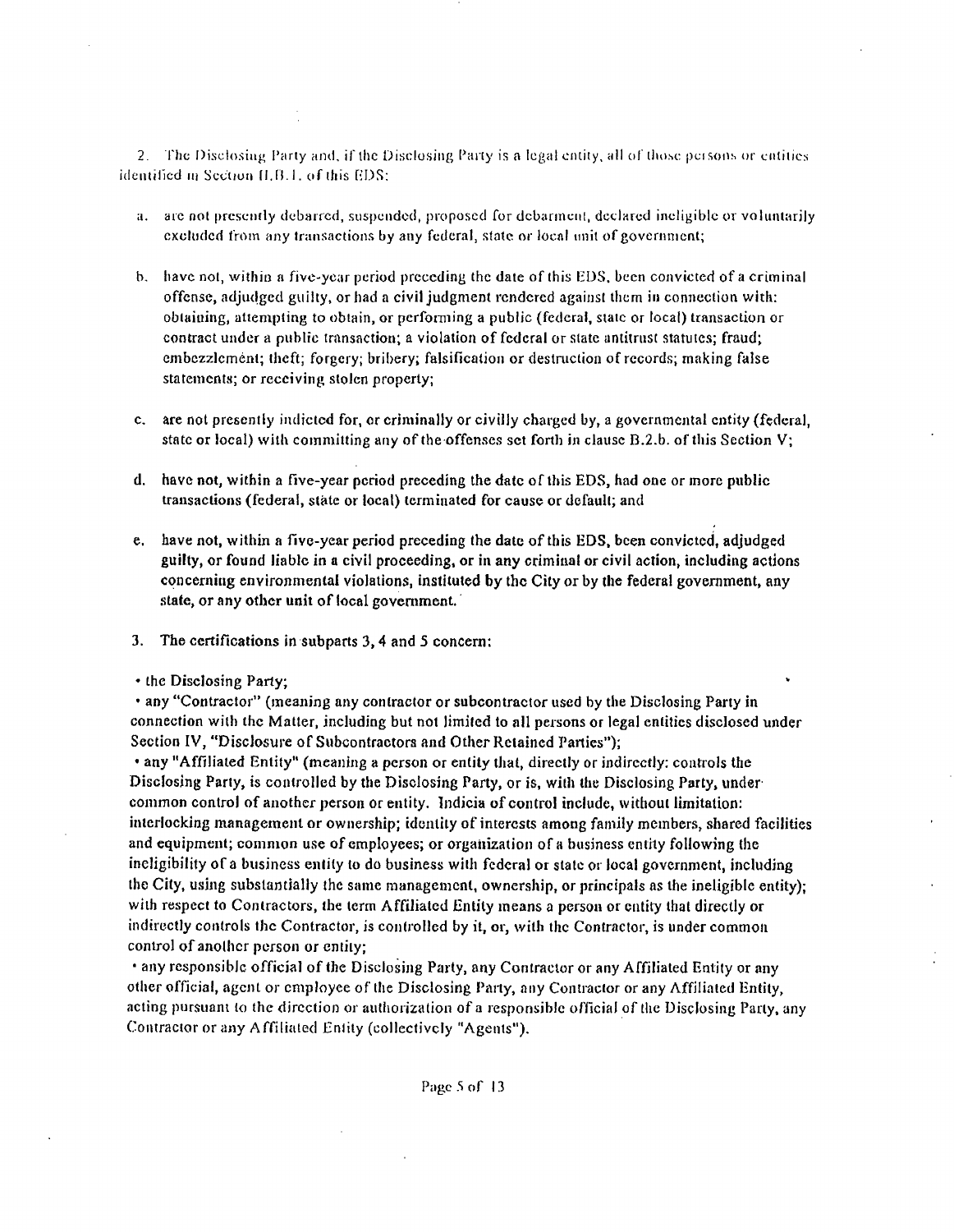2. The Disclosing Party and, if the Disclosing Party is a legal entity, all of those persons or entities identified in Section II.B.1. of this EDS:

a. are not presently debarred, suspended, proposed for debarment, declared ineligible or voluntarily excluded from any transactions by any federal, state or local unit of government;

b. have not, within a five-year period preceding the date of this EDS, been convicted of a criminal offense, adjudged guilty, or had a civil judgment rendered against them in connection with: obtaining, attempting to obtain, or performing a public (federal, state or local) transaction or contract under a public transaction; a violation of federal or state antitrust statutes; fraud; embezzlement; theft; forgery; bribery; falsification or destruction of records; making false statements; or receiving stolen property;

c. are not presently indicted for, or criminally or civilly charged by, a governmental entity (federal, state or local) with committing any of the offenses set forth in clause B.2.b. of this Section V;

d. have not, within a five-year period preceding the date of this EDS, had one or more public transactions (federal, state or local) terminated for cause or default; and

e. have not, within a five-year period preceding the date of this EDS, been convicted, adjudged guilty, or found liable in a civil proceeding, or in any criminal or civil action, including actions concerning environmental violations, instituted by the City or by the federal government, any state, or any other unit of local government.

3. The certifications in subparts 3, 4 and 5 concern:

- the Disclosing Party;
- any "Contractor" (meaning any contractor or subcontractor used by the Disclosing Party in connection with the Matter, including but not limited to all persons or legal entities disclosed under Section IV, "Disclosure of Subcontractors and Other Retained Parties");
- any "Affiliated Entity" (meaning a person or entity that, directly or indirectly: controls the Disclosing Party, is controlled by the Disclosing Party, or is, with the Disclosing Party, under common control of another person or entity. Indicia of control include, without limitation: interlocking management or ownership; identity of interests among family members, shared facilities and equipment; common use of employees; or organization of a business entity following the ineligibility of a business entity to do business with federal or state or local government, including the City, using substantially the same management, ownership, or principals as the ineligible entity); with respect to Contractors, the term Affiliated Entity means a person or entity that directly or indirectly controls the Contractor, is controlled by it, or, with the Contractor, is under common control of another person or entity;
- any responsible official of the Disclosing Party, any Contractor or any Affiliated Entity or any other official, agent or employee of the Disclosing Party, any Contractor or any Affiliated Entity, acting pursuant to the direction or authorization of a responsible official of the Disclosing Party, any Contractor or any Affiliated Entity (collectively "Agents").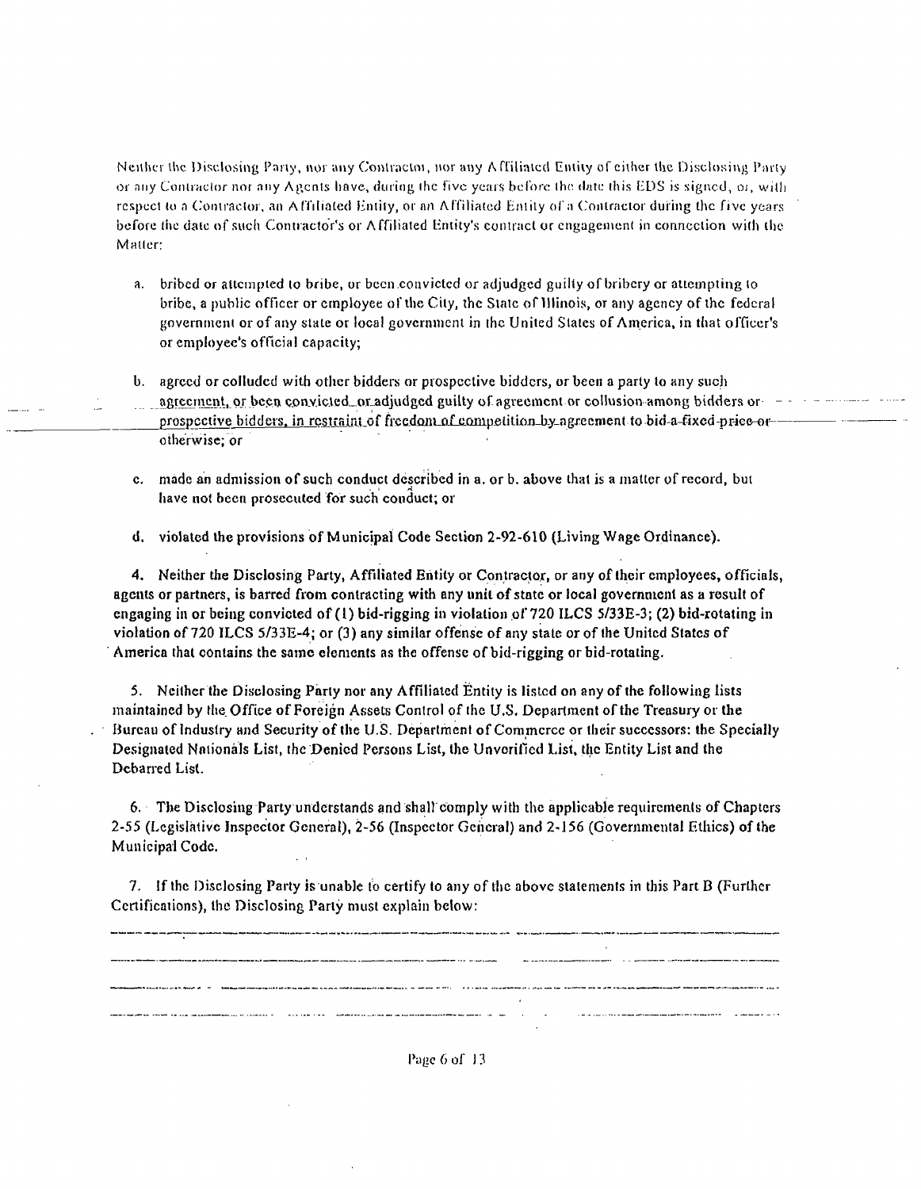Neither the Disclosing Party, nor any Contractor, nor any Affiliated Entity of either the Disclosing Party or any Contractor nor any Agents have, during the five years before the date this EDS is signed, or, with respect to a Contractor, an Affiliated Entity, or an Affiliated Entity of a Contractor during the five years before the date of such Contractor's or Affiliated Entity's contract or engagement in connection with the Matter:

a. bribed or attempted to bribe, or been convicted or adjudged guilty of bribery or attempting to bribe, a public officer or employee of the City, the State of Illinois, or any agency of the federal government or of any state or local government in the United States of America, in that officer's or employee's official capacity;

b. agreed or colluded with other bidders or prospective bidders, or been a party to any such agreement, or been convicted or adjudged guilty of agreement or collusion among bidders or prospective bidders, in restraint of freedom of competition by agreement to bid a fixed price or otherwise; or

c. made an admission of such conduct described in a. or b. above that is a matter of record, but have not been prosecuted for such conduct; or

d. violated the provisions of Municipal Code Section 2-92-610 (Living Wage Ordinance).

4. Neither the Disclosing Party, Affiliated Entity or Contractor, or any of their employees, officials, agents or partners, is barred from contracting with any unit of state or local government as a result of engaging in or being convicted of (1) bid-rigging in violation of 720 ILCS 5/33E-3; (2) bid-rotating in violation of 720 ILCS 5/33E-4; or (3) any similar offense of any state or of the United States of America that contains the same elements as the offense of bid-rigging or bid-rotating.

5. Neither the Disclosing Party nor any Affiliated Entity is listed on any of the following lists maintained by the Office of Foreign Assets Control of the U.S. Department of the Treasury or the Bureau of Industry and Security of the U.S. Department of Commerce or their successors: the Specially Designated Nationals List, the Denied Persons List, the Unverified List, the Entity List and the Debarred List.

6. The Disclosing Party understands and shall comply with the applicable requirements of Chapters 2-55 (Legislative Inspector General), 2-56 (Inspector General) and 2-156 (Governmental Ethics) of the Municipal Code.

7. If the Disclosing Party is unable to certify to any of the above statements in this Part B (Further Certifications), the Disclosing Party must explain below:

______________________________________________________________________________

______________________________________________________________________________

______________________________________________________________________________

______________________________________________________________________________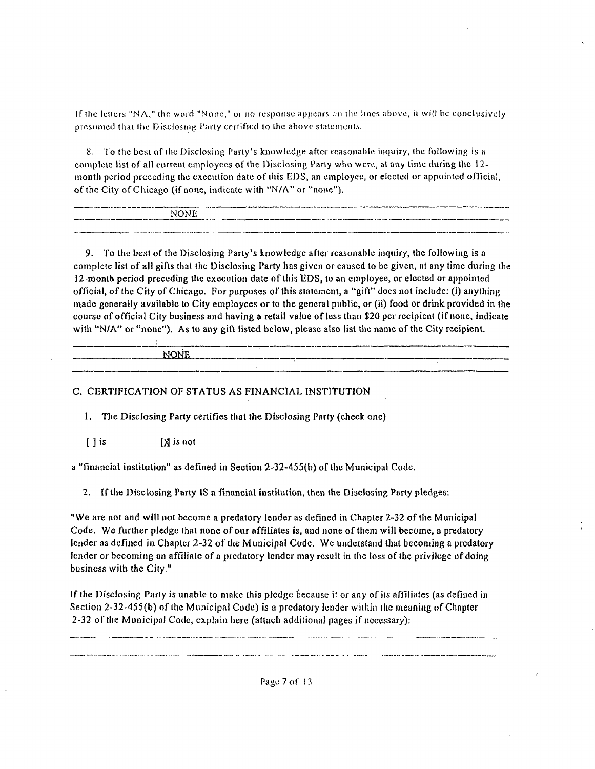If the letters "NA," the word "None," or no response appears on the lines above, it will be conclusively presumed that the Disclosing Party certified to the above statements.

8. To the best of the Disclosing Party's knowledge after reasonable inquiry, the following is a complete list of all current employees of the Disclosing Party who were, at any time during the 12-month period preceding the execution date of this EDS, an employee, or elected or appointed official, of the City of Chicago (if none, indicate with "N/A" or "none").

NONE

9. To the best of the Disclosing Party's knowledge after reasonable inquiry, the following is a complete list of all gifts that the Disclosing Party has given or caused to be given, at any time during the 12-month period preceding the execution date of this EDS, to an employee, or elected or appointed official, of the City of Chicago. For purposes of this statement, a "gift" does not include: (i) anything made generally available to City employees or to the general public, or (ii) food or drink provided in the course of official City business and having a retail value of less than $20 per recipient (if none, indicate with "N/A" or "none"). As to any gift listed below, please also list the name of the City recipient.

NONE

## C. CERTIFICATION OF STATUS AS FINANCIAL INSTITUTION

1. The Disclosing Party certifies that the Disclosing Party (check one)

[ ] is [X] is not

a "financial institution" as defined in Section 2-32-455(b) of the Municipal Code.

2. If the Disclosing Party IS a financial institution, then the Disclosing Party pledges:

"We are not and will not become a predatory lender as defined in Chapter 2-32 of the Municipal Code. We further pledge that none of our affiliates is, and none of them will become, a predatory lender as defined in Chapter 2-32 of the Municipal Code. We understand that becoming a predatory lender or becoming an affiliate of a predatory lender may result in the loss of the privilege of doing business with the City."

If the Disclosing Party is unable to make this pledge because it or any of its affiliates (as defined in Section 2-32-455(b) of the Municipal Code) is a predatory lender within the meaning of Chapter 2-32 of the Municipal Code, explain here (attach additional pages if necessary):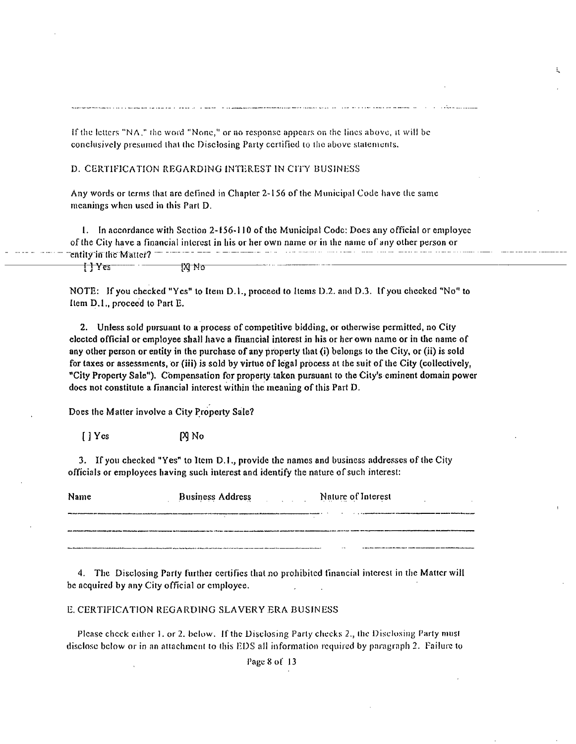If the letters "NA," the word "None," or no response appears on the lines above, it will be conclusively presumed that the Disclosing Party certified to the above statements.

D. CERTIFICATION REGARDING INTEREST IN CITY BUSINESS

Any words or terms that are defined in Chapter 2-156 of the Municipal Code have the same meanings when used in this Part D.

1. In accordance with Section 2-156-110 of the Municipal Code: Does any official or employee of the City have a financial interest in his or her own name or in the name of any other person or entity in the Matter?

[ ] Yes [X] No

NOTE: If you checked "Yes" to Item D.1., proceed to Items D.2. and D.3. If you checked "No" to Item D.1., proceed to Part E.

2. Unless sold pursuant to a process of competitive bidding, or otherwise permitted, no City elected official or employee shall have a financial interest in his or her own name or in the name of any other person or entity in the purchase of any property that (i) belongs to the City, or (ii) is sold for taxes or assessments, or (iii) is sold by virtue of legal process at the suit of the City (collectively, "City Property Sale"). Compensation for property taken pursuant to the City's eminent domain power does not constitute a financial interest within the meaning of this Part D.

Does the Matter involve a City Property Sale?

[ ] Yes [X] No

3. If you checked "Yes" to Item D.1., provide the names and business addresses of the City officials or employees having such interest and identify the nature of such interest:

| Name | Business Address | Nature of Interest |
|---|---|---|
| | | |
| | | |
| | | |

4. The Disclosing Party further certifies that no prohibited financial interest in the Matter will be acquired by any City official or employee.

E. CERTIFICATION REGARDING SLAVERY ERA BUSINESS

Please check either 1. or 2. below. If the Disclosing Party checks 2., the Disclosing Party must disclose below or in an attachment to this EDS all information required by paragraph 2. Failure to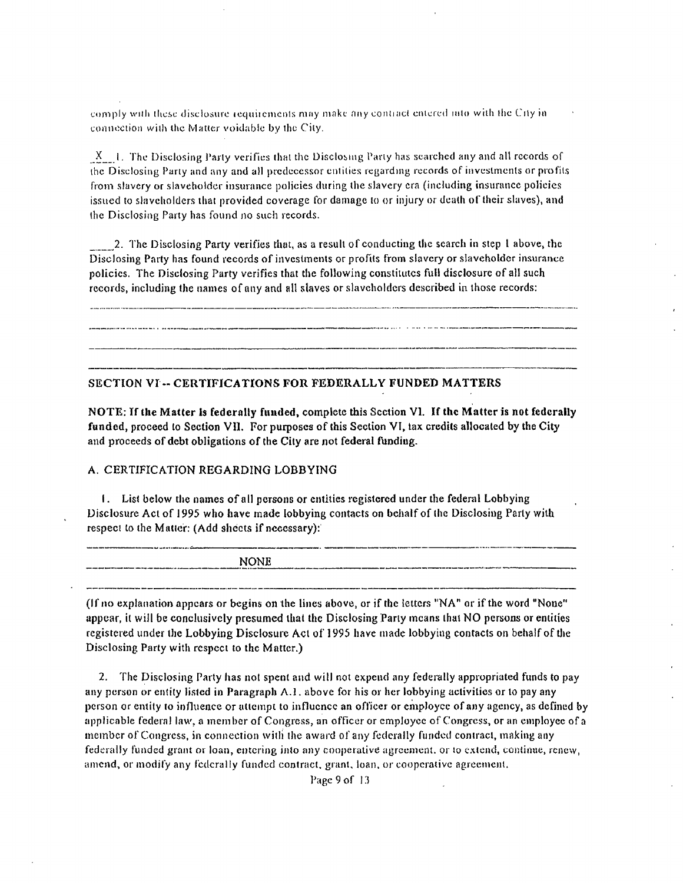comply with these disclosure requirements may make any contract entered into with the City in connection with the Matter voidable by the City.

_X__ 1. The Disclosing Party verifies that the Disclosing Party has searched any and all records of the Disclosing Party and any and all predecessor entities regarding records of investments or profits from slavery or slaveholder insurance policies during the slavery era (including insurance policies issued to slaveholders that provided coverage for damage to or injury or death of their slaves), and the Disclosing Party has found no such records.

____ 2. The Disclosing Party verifies that, as a result of conducting the search in step 1 above, the Disclosing Party has found records of investments or profits from slavery or slaveholder insurance policies. The Disclosing Party verifies that the following constitutes full disclosure of all such records, including the names of any and all slaves or slaveholders described in those records:

______________________________________________________________________________

______________________________________________________________________________

______________________________________________________________________________

______________________________________________________________________________

## SECTION VI -- CERTIFICATIONS FOR FEDERALLY FUNDED MATTERS

**NOTE: If the Matter is federally funded, complete this Section VI. If the Matter is not federally funded, proceed to Section VII. For purposes of this Section VI, tax credits allocated by the City and proceeds of debt obligations of the City are not federal funding.**

### A. CERTIFICATION REGARDING LOBBYING

1. List below the names of all persons or entities registered under the federal Lobbying Disclosure Act of 1995 who have made lobbying contacts on behalf of the Disclosing Party with respect to the Matter: (Add sheets if necessary):

______________________________________________________________________________

NONE

______________________________________________________________________________

(If no explanation appears or begins on the lines above, or if the letters "NA" or if the word "None" appear, it will be conclusively presumed that the Disclosing Party means that NO persons or entities registered under the Lobbying Disclosure Act of 1995 have made lobbying contacts on behalf of the Disclosing Party with respect to the Matter.)

2. The Disclosing Party has not spent and will not expend any federally appropriated funds to pay any person or entity listed in Paragraph A.1. above for his or her lobbying activities or to pay any person or entity to influence or attempt to influence an officer or employee of any agency, as defined by applicable federal law, a member of Congress, an officer or employee of Congress, or an employee of a member of Congress, in connection with the award of any federally funded contract, making any federally funded grant or loan, entering into any cooperative agreement, or to extend, continue, renew, amend, or modify any federally funded contract, grant, loan, or cooperative agreement.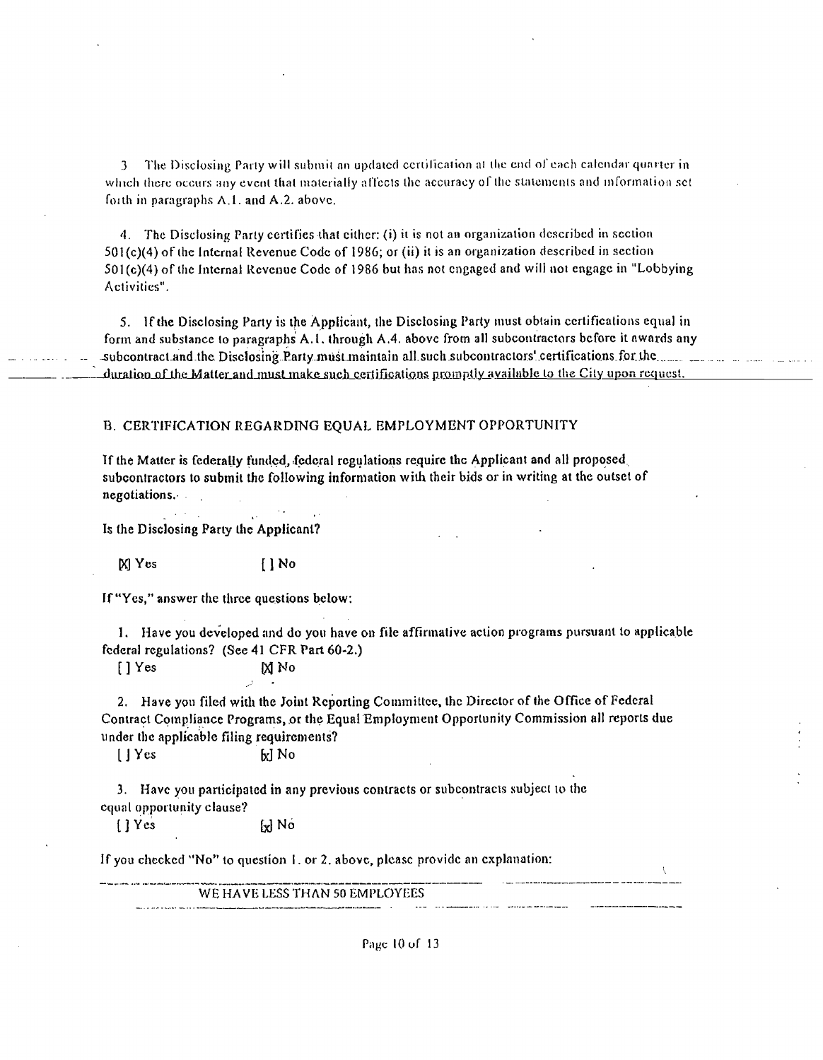3. The Disclosing Party will submit an updated certification at the end of each calendar quarter in which there occurs any event that materially affects the accuracy of the statements and information set forth in paragraphs A.1. and A.2. above.

4. The Disclosing Party certifies that either: (i) it is not an organization described in section 501(c)(4) of the Internal Revenue Code of 1986; or (ii) it is an organization described in section 501(c)(4) of the Internal Revenue Code of 1986 but has not engaged and will not engage in "Lobbying Activities".

5. If the Disclosing Party is the Applicant, the Disclosing Party must obtain certifications equal in form and substance to paragraphs A.1. through A.4. above from all subcontractors before it awards any subcontract and the Disclosing Party must maintain all such subcontractors' certifications for the duration of the Matter and must make such certifications promptly available to the City upon request.

B. CERTIFICATION REGARDING EQUAL EMPLOYMENT OPPORTUNITY

If the Matter is federally funded, federal regulations require the Applicant and all proposed subcontractors to submit the following information with their bids or in writing at the outset of negotiations.

Is the Disclosing Party the Applicant?

[X] Yes [ ] No

If "Yes," answer the three questions below:

1. Have you developed and do you have on file affirmative action programs pursuant to applicable federal regulations? (See 41 CFR Part 60-2.)

[ ] Yes [X] No

2. Have you filed with the Joint Reporting Committee, the Director of the Office of Federal Contract Compliance Programs, or the Equal Employment Opportunity Commission all reports due under the applicable filing requirements?

[ ] Yes [x] No

3. Have you participated in any previous contracts or subcontracts subject to the equal opportunity clause?

[ ] Yes [x] No

If you checked "No" to question 1. or 2. above, please provide an explanation:

WE HAVE LESS THAN 50 EMPLOYEES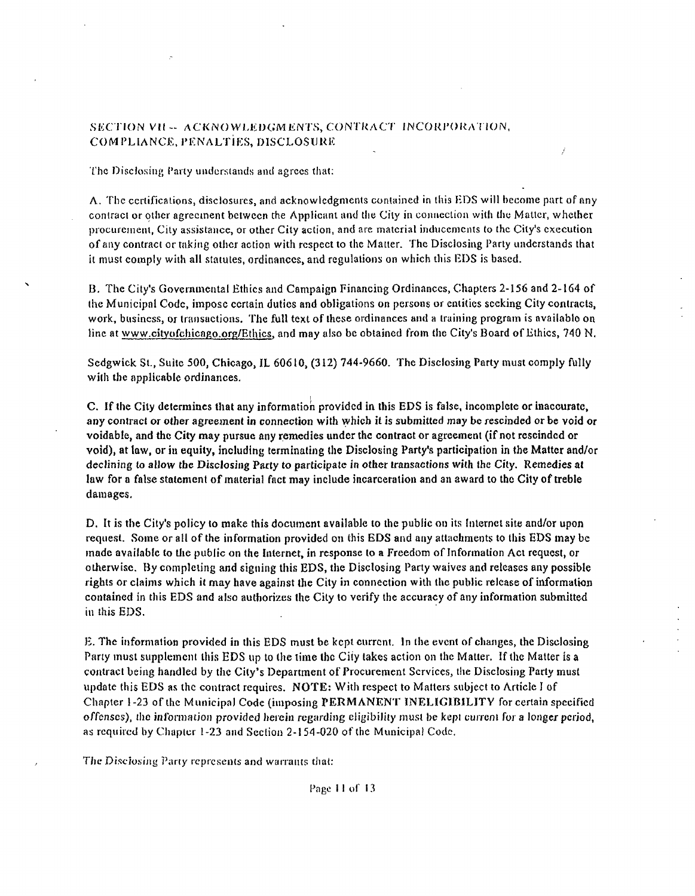## SECTION VII -- ACKNOWLEDGMENTS, CONTRACT INCORPORATION, COMPLIANCE, PENALTIES, DISCLOSURE

The Disclosing Party understands and agrees that:

A. The certifications, disclosures, and acknowledgments contained in this EDS will become part of any contract or other agreement between the Applicant and the City in connection with the Matter, whether procurement, City assistance, or other City action, and are material inducements to the City's execution of any contract or taking other action with respect to the Matter. The Disclosing Party understands that it must comply with all statutes, ordinances, and regulations on which this EDS is based.

B. The City's Governmental Ethics and Campaign Financing Ordinances, Chapters 2-156 and 2-164 of the Municipal Code, impose certain duties and obligations on persons or entities seeking City contracts, work, business, or transactions. The full text of these ordinances and a training program is available on line at www.cityofchicago.org/Ethics, and may also be obtained from the City's Board of Ethics, 740 N. Sedgwick St., Suite 500, Chicago, IL 60610, (312) 744-9660. The Disclosing Party must comply fully with the applicable ordinances.

**C. If the City determines that any information provided in this EDS is false, incomplete or inaccurate, any contract or other agreement in connection with which it is submitted may be rescinded or be void or voidable, and the City may pursue any remedies under the contract or agreement (if not rescinded or void), at law, or in equity, including terminating the Disclosing Party's participation in the Matter and/or declining to allow the Disclosing Party to participate in other transactions with the City. Remedies at law for a false statement of material fact may include incarceration and an award to the City of treble damages.**

D. It is the City's policy to make this document available to the public on its Internet site and/or upon request. Some or all of the information provided on this EDS and any attachments to this EDS may be made available to the public on the Internet, in response to a Freedom of Information Act request, or otherwise. By completing and signing this EDS, the Disclosing Party waives and releases any possible rights or claims which it may have against the City in connection with the public release of information contained in this EDS and also authorizes the City to verify the accuracy of any information submitted in this EDS.

E. The information provided in this EDS must be kept current. In the event of changes, the Disclosing Party must supplement this EDS up to the time the City takes action on the Matter. If the Matter is a contract being handled by the City's Department of Procurement Services, the Disclosing Party must update this EDS as the contract requires. **NOTE:** With respect to Matters subject to Article I of Chapter 1-23 of the Municipal Code (imposing **PERMANENT INELIGIBILITY** for certain specified offenses), the information provided herein regarding eligibility must be kept current for a longer period, as required by Chapter 1-23 and Section 2-154-020 of the Municipal Code.

The Disclosing Party represents and warrants that: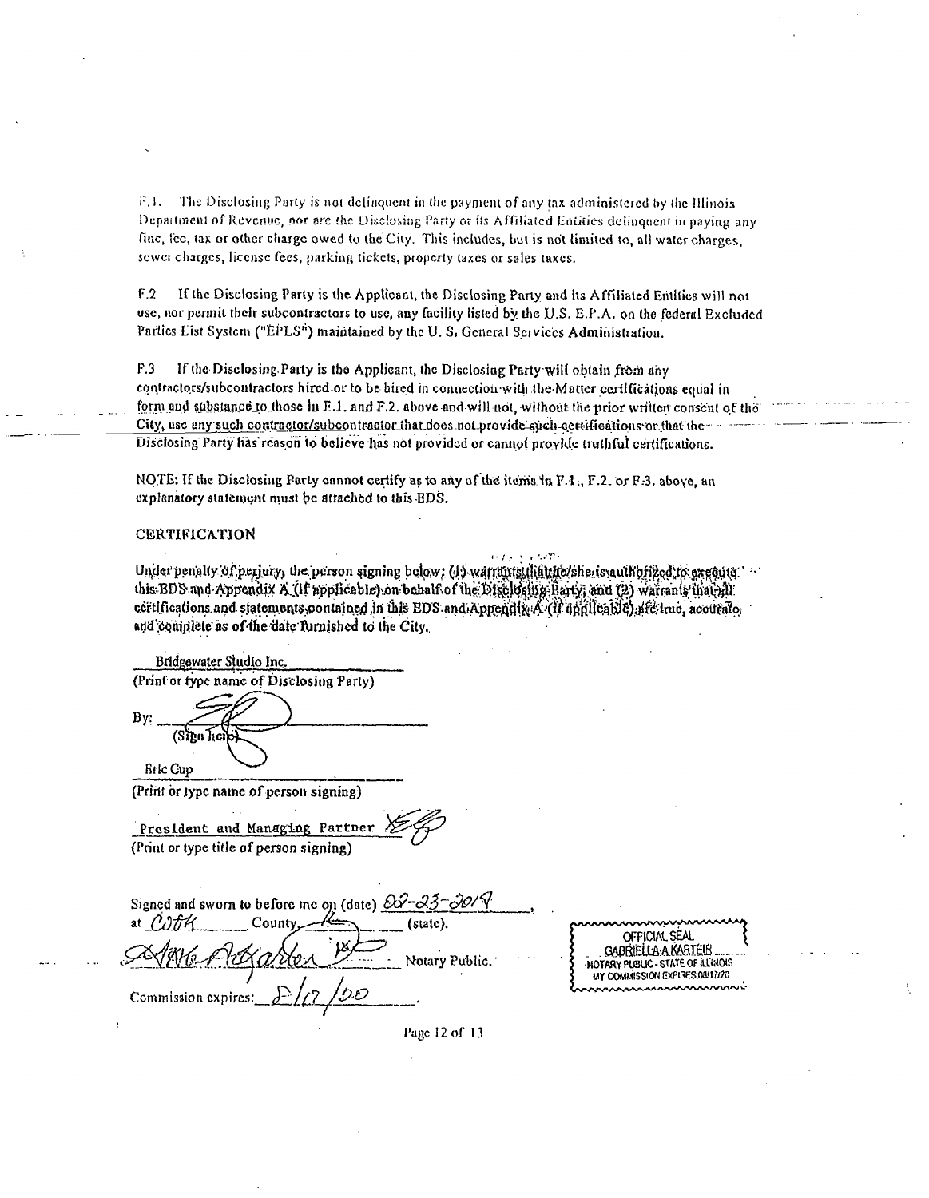F.1. The Disclosing Party is not delinquent in the payment of any tax administered by the Illinois Department of Revenue, nor are the Disclosing Party or its Affiliated Entities delinquent in paying any fine, fee, tax or other charge owed to the City. This includes, but is not limited to, all water charges, sewer charges, license fees, parking tickets, property taxes or sales taxes.

F.2 If the Disclosing Party is the Applicant, the Disclosing Party and its Affiliated Entities will not use, nor permit their subcontractors to use, any facility listed by the U.S. E.P.A. on the federal Excluded Parties List System ("EPLS") maintained by the U. S. General Services Administration.

F.3 If the Disclosing Party is the Applicant, the Disclosing Party will obtain from any contractors/subcontractors hired or to be hired in connection with the Matter certifications equal in form and substance to those in F.1. and F.2. above and will not, without the prior written consent of the City, use any such contractor/subcontractor that does not provide such certifications or that the Disclosing Party has reason to believe has not provided or cannot provide truthful certifications.

NOTE: If the Disclosing Party cannot certify as to any of the items in F.1., F.2. or F.3. above, an explanatory statement must be attached to this EDS.

## CERTIFICATION

Under penalty of perjury, the person signing below: (1) warrants that he/she is authorized to execute this EDS and Appendix A (if applicable) on behalf of the Disclosing Party, and (2) warrants that all certifications and statements contained in this EDS and Appendix A (if applicable) are true, accurate and complete as of the date furnished to the City.

Bridgewater Studio Inc.
(Print or type name of Disclosing Party)

By: ______________________
(Sign here)

Eric Cup
(Print or type name of person signing)

President and Managing Partner
(Print or type title of person signing)

Signed and sworn to before me on (date) 02-25-2019,
at Cook County, IL (state).

______________________ Notary Public.

Commission expires: 8/17/20

OFFICIAL SEAL
GABRIELLA A KARTEIR
NOTARY PUBLIC - STATE OF ILLINOIS
MY COMMISSION EXPIRES:08/17/20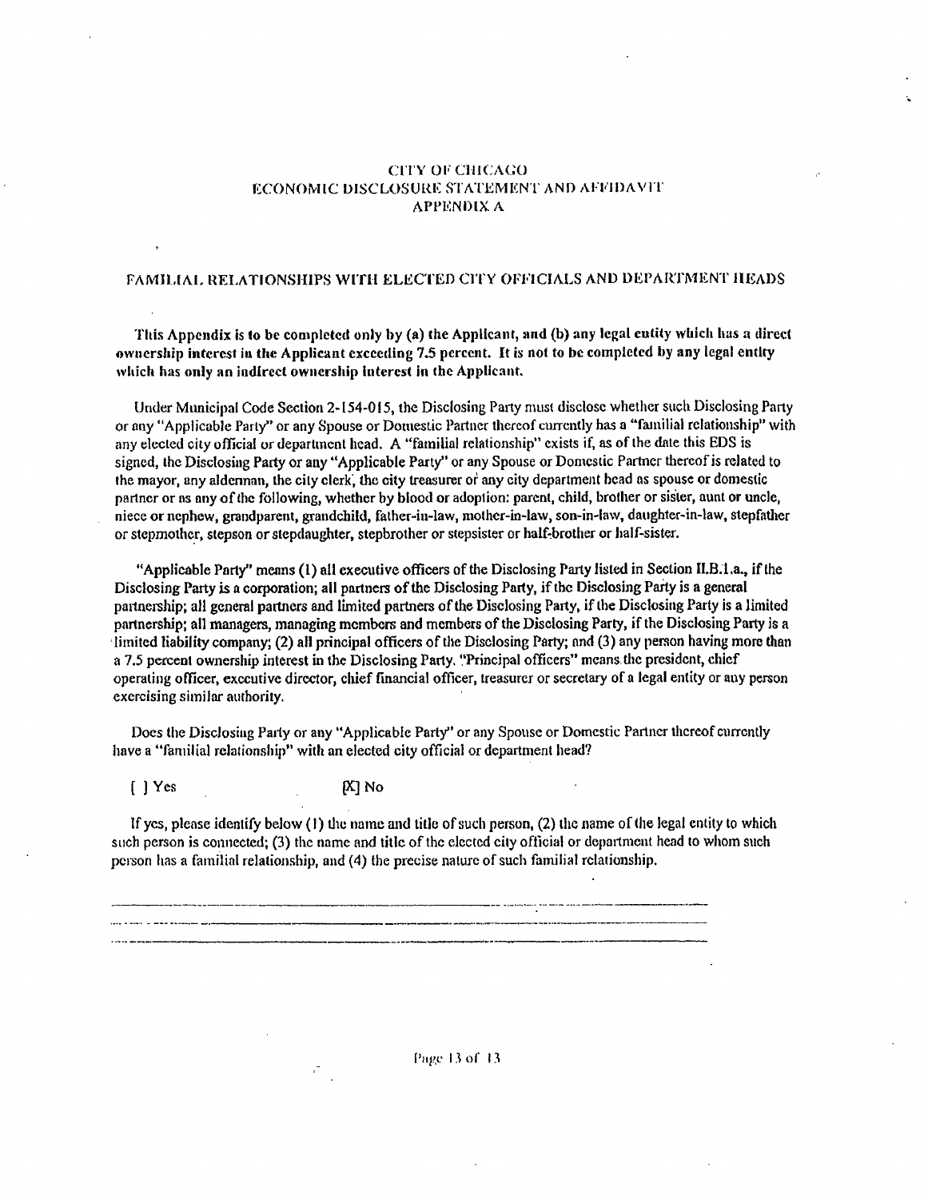# CITY OF CHICAGO
# ECONOMIC DISCLOSURE STATEMENT AND AFFIDAVIT
# APPENDIX A

## FAMILIAL RELATIONSHIPS WITH ELECTED CITY OFFICIALS AND DEPARTMENT HEADS

**This Appendix is to be completed only by (a) the Applicant, and (b) any legal entity which has a direct ownership interest in the Applicant exceeding 7.5 percent. It is not to be completed by any legal entity which has only an indirect ownership interest in the Applicant.**

Under Municipal Code Section 2-154-015, the Disclosing Party must disclose whether such Disclosing Party or any "Applicable Party" or any Spouse or Domestic Partner thereof currently has a "familial relationship" with any elected city official or department head. A "familial relationship" exists if, as of the date this EDS is signed, the Disclosing Party or any "Applicable Party" or any Spouse or Domestic Partner thereof is related to the mayor, any alderman, the city clerk, the city treasurer or any city department head as spouse or domestic partner or as any of the following, whether by blood or adoption: parent, child, brother or sister, aunt or uncle, niece or nephew, grandparent, grandchild, father-in-law, mother-in-law, son-in-law, daughter-in-law, stepfather or stepmother, stepson or stepdaughter, stepbrother or stepsister or half-brother or half-sister.

"Applicable Party" means (1) all executive officers of the Disclosing Party listed in Section II.B.1.a., if the Disclosing Party is a corporation; all partners of the Disclosing Party, if the Disclosing Party is a general partnership; all general partners and limited partners of the Disclosing Party, if the Disclosing Party is a limited partnership; all managers, managing members and members of the Disclosing Party, if the Disclosing Party is a limited liability company; (2) all principal officers of the Disclosing Party; and (3) any person having more than a 7.5 percent ownership interest in the Disclosing Party. "Principal officers" means the president, chief operating officer, executive director, chief financial officer, treasurer or secretary of a legal entity or any person exercising similar authority.

Does the Disclosing Party or any "Applicable Party" or any Spouse or Domestic Partner thereof currently have a "familial relationship" with an elected city official or department head?

[ ] Yes [X] No

If yes, please identify below (1) the name and title of such person, (2) the name of the legal entity to which such person is connected; (3) the name and title of the elected city official or department head to whom such person has a familial relationship, and (4) the precise nature of such familial relationship.

\_\_\_\_\_\_\_\_\_\_\_\_\_\_\_\_\_\_\_\_\_\_\_\_\_\_\_\_\_\_\_\_\_\_\_\_\_\_\_\_\_\_\_\_\_\_\_\_\_\_\_\_\_\_\_\_\_\_\_\_\_\_\_\_\_\_\_\_

\_\_\_\_\_\_\_\_\_\_\_\_\_\_\_\_\_\_\_\_\_\_\_\_\_\_\_\_\_\_\_\_\_\_\_\_\_\_\_\_\_\_\_\_\_\_\_\_\_\_\_\_\_\_\_\_\_\_\_\_\_\_\_\_\_\_\_\_

\_\_\_\_\_\_\_\_\_\_\_\_\_\_\_\_\_\_\_\_\_\_\_\_\_\_\_\_\_\_\_\_\_\_\_\_\_\_\_\_\_\_\_\_\_\_\_\_\_\_\_\_\_\_\_\_\_\_\_\_\_\_\_\_\_\_\_\_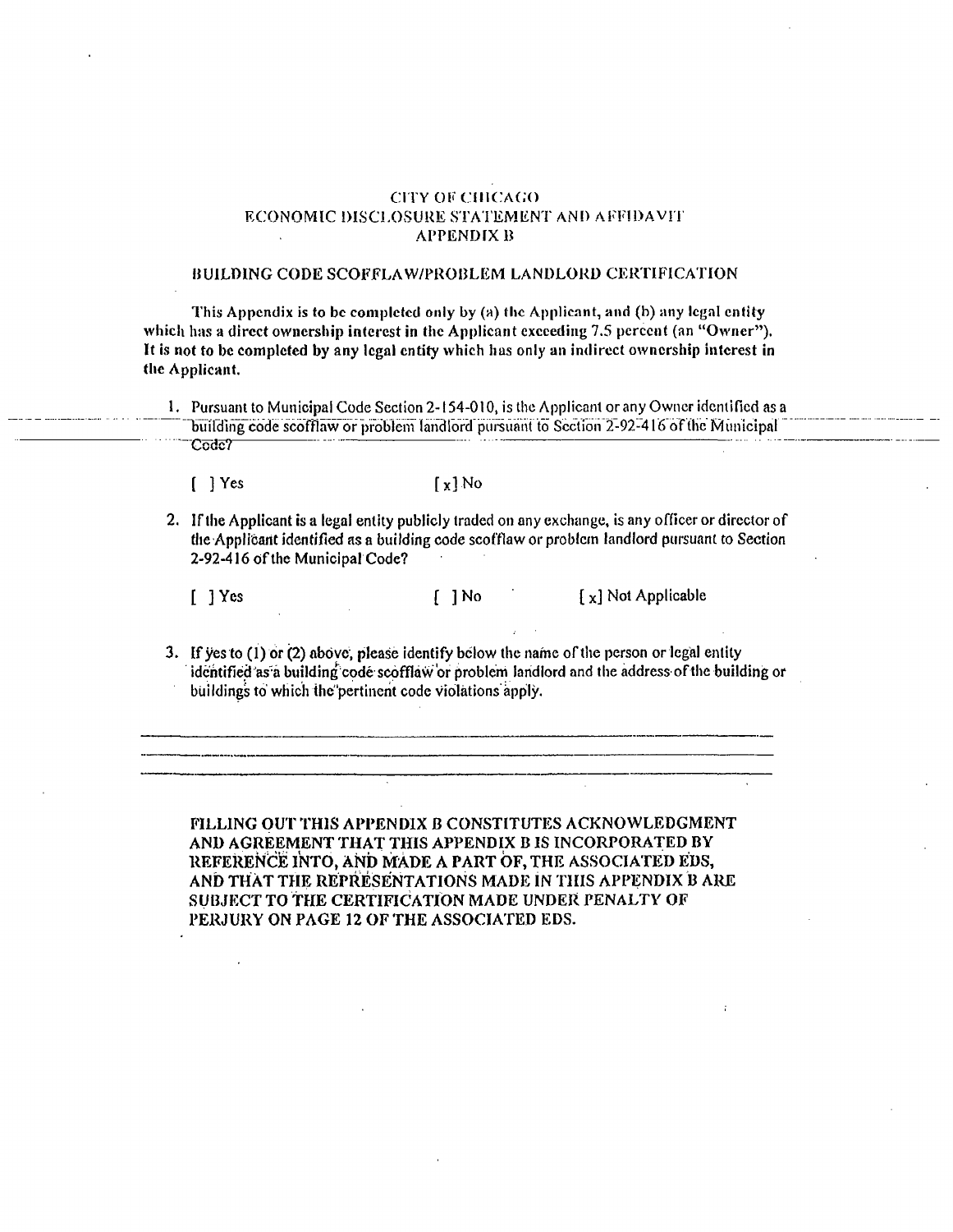# CITY OF CHICAGO
## ECONOMIC DISCLOSURE STATEMENT AND AFFIDAVIT
## APPENDIX B

### BUILDING CODE SCOFFLAW/PROBLEM LANDLORD CERTIFICATION

This Appendix is to be completed only by (a) the Applicant, and (b) any legal entity which has a direct ownership interest in the Applicant exceeding 7.5 percent (an "Owner"). It is not to be completed by any legal entity which has only an indirect ownership interest in the Applicant.

1. Pursuant to Municipal Code Section 2-154-010, is the Applicant or any Owner identified as a building code scofflaw or problem landlord pursuant to Section 2-92-416 of the Municipal Code?

   [ ] Yes [x] No

2. If the Applicant is a legal entity publicly traded on any exchange, is any officer or director of the Applicant identified as a building code scofflaw or problem landlord pursuant to Section 2-92-416 of the Municipal Code?

   [ ] Yes [ ] No [x] Not Applicable

3. If yes to (1) or (2) above, please identify below the name of the person or legal entity identified as a building code scofflaw or problem landlord and the address of the building or buildings to which the pertinent code violations apply.

______________________________________________________________________

______________________________________________________________________

______________________________________________________________________

**FILLING OUT THIS APPENDIX B CONSTITUTES ACKNOWLEDGMENT AND AGREEMENT THAT THIS APPENDIX B IS INCORPORATED BY REFERENCE INTO, AND MADE A PART OF, THE ASSOCIATED EDS, AND THAT THE REPRESENTATIONS MADE IN THIS APPENDIX B ARE SUBJECT TO THE CERTIFICATION MADE UNDER PENALTY OF PERJURY ON PAGE 12 OF THE ASSOCIATED EDS.**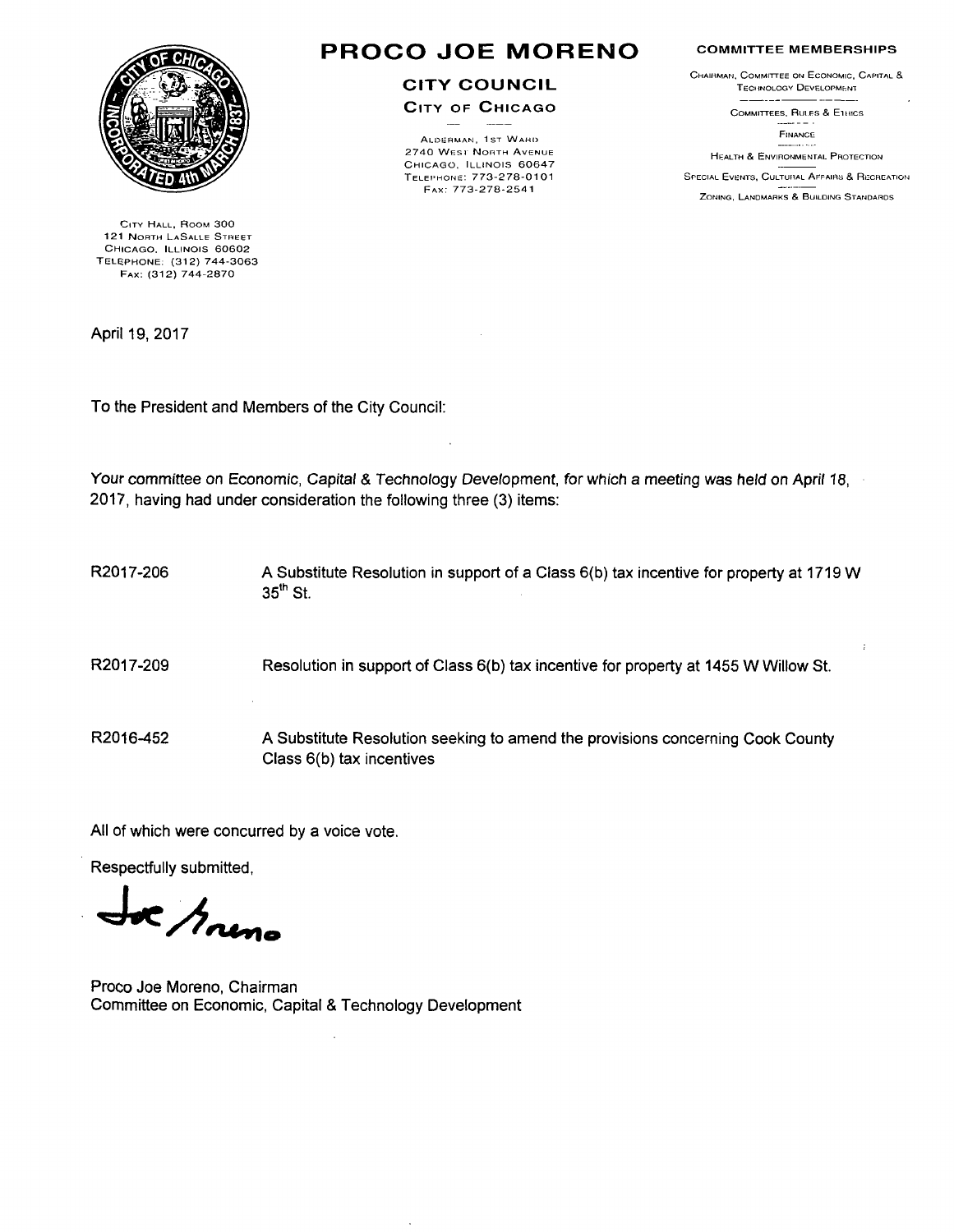# PROCO JOE MORENO

**CITY COUNCIL**

**CITY OF CHICAGO**

ALDERMAN, 1ST WARD
2740 WEST NORTH AVENUE
CHICAGO, ILLINOIS 60647
TELEPHONE: 773-278-0101
FAX: 773-278-2541

**COMMITTEE MEMBERSHIPS**

CHAIRMAN, COMMITTEE ON ECONOMIC, CAPITAL & TECHNOLOGY DEVELOPMENT

COMMITTEES, RULES & ETHICS

FINANCE

HEALTH & ENVIRONMENTAL PROTECTION

SPECIAL EVENTS, CULTURAL AFFAIRS & RECREATION

ZONING, LANDMARKS & BUILDING STANDARDS

CITY HALL, ROOM 300
121 NORTH LASALLE STREET
CHICAGO, ILLINOIS 60602
TELEPHONE: (312) 744-3063
FAX: (312) 744-2870

April 19, 2017

To the President and Members of the City Council:

Your committee on Economic, Capital & Technology Development, for which a meeting was held on April 18, 2017, having had under consideration the following three (3) items:

| | |
|---|---|
| R2017-206 | A Substitute Resolution in support of a Class 6(b) tax incentive for property at 1719 W 35th St. |
| R2017-209 | Resolution in support of Class 6(b) tax incentive for property at 1455 W Willow St. |
| R2016-452 | A Substitute Resolution seeking to amend the provisions concerning Cook County Class 6(b) tax incentives |

All of which were concurred by a voice vote.

Respectfully submitted,

Joe Moreno

Proco Joe Moreno, Chairman
Committee on Economic, Capital & Technology Development